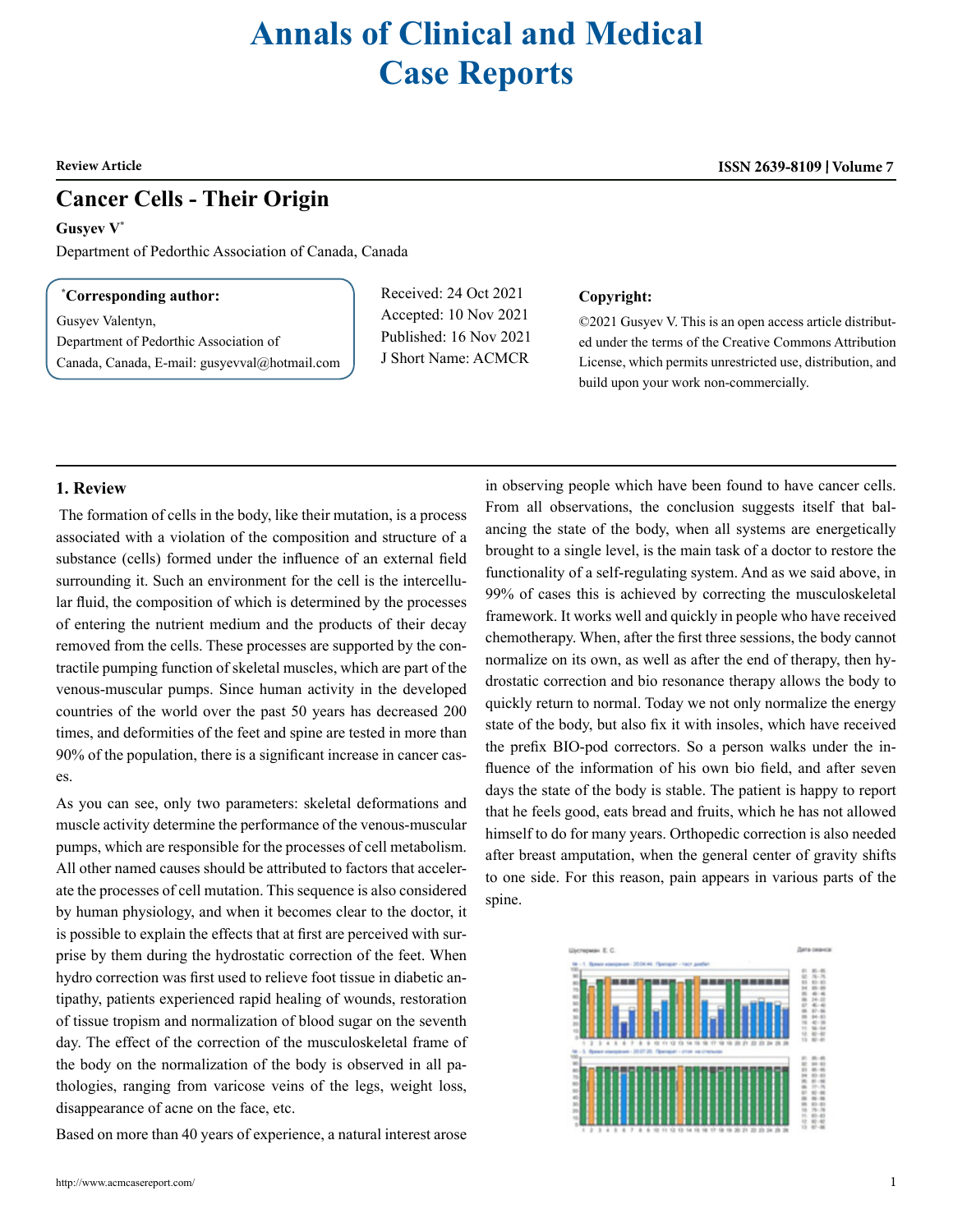# Annals of Clinical and Medical Case Reports

**Review Article**

## Cancer Cells - Their Origin

**Gusyev V***

Department of Pedorthic Association of Canada, Canada

**\*Corresponding author:**
Gusyev Valentyn,
Department of Pedorthic Association of Canada, Canada, E-mail: gusyevval@hotmail.com

Received: 24 Oct 2021
Accepted: 10 Nov 2021
Published: 16 Nov 2021
J Short Name: ACMCR

**Copyright:**
©2021 Gusyev V. This is an open access article distributed under the terms of the Creative Commons Attribution License, which permits unrestricted use, distribution, and build upon your work non-commercially.

### 1. Review

The formation of cells in the body, like their mutation, is a process associated with a violation of the composition and structure of a substance (cells) formed under the influence of an external field surrounding it. Such an environment for the cell is the intercellular fluid, the composition of which is determined by the processes of entering the nutrient medium and the products of their decay removed from the cells. These processes are supported by the contractile pumping function of skeletal muscles, which are part of the venous-muscular pumps. Since human activity in the developed countries of the world over the past 50 years has decreased 200 times, and deformities of the feet and spine are tested in more than 90% of the population, there is a significant increase in cancer cases.

As you can see, only two parameters: skeletal deformations and muscle activity determine the performance of the venous-muscular pumps, which are responsible for the processes of cell metabolism. All other named causes should be attributed to factors that accelerate the processes of cell mutation. This sequence is also considered by human physiology, and when it becomes clear to the doctor, it is possible to explain the effects that at first are perceived with surprise by them during the hydrostatic correction of the feet. When hydro correction was first used to relieve foot tissue in diabetic antipathy, patients experienced rapid healing of wounds, restoration of tissue tropism and normalization of blood sugar on the seventh day. The effect of the correction of the musculoskeletal frame of the body on the normalization of the body is observed in all pathologies, ranging from varicose veins of the legs, weight loss, disappearance of acne on the face, etc.

Based on more than 40 years of experience, a natural interest arose in observing people which have been found to have cancer cells. From all observations, the conclusion suggests itself that balancing the state of the body, when all systems are energetically brought to a single level, is the main task of a doctor to restore the functionality of a self-regulating system. And as we said above, in 99% of cases this is achieved by correcting the musculoskeletal framework. It works well and quickly in people who have received chemotherapy. When, after the first three sessions, the body cannot normalize on its own, as well as after the end of therapy, then hydrostatic correction and bio resonance therapy allows the body to quickly return to normal. Today we not only normalize the energy state of the body, but also fix it with insoles, which have received the prefix BIO-pod correctors. So a person walks under the influence of the information of his own bio field, and after seven days the state of the body is stable. The patient is happy to report that he feels good, eats bread and fruits, which he has not allowed himself to do for many years. Orthopedic correction is also needed after breast amputation, when the general center of gravity shifts to one side. For this reason, pain appears in various parts of the spine.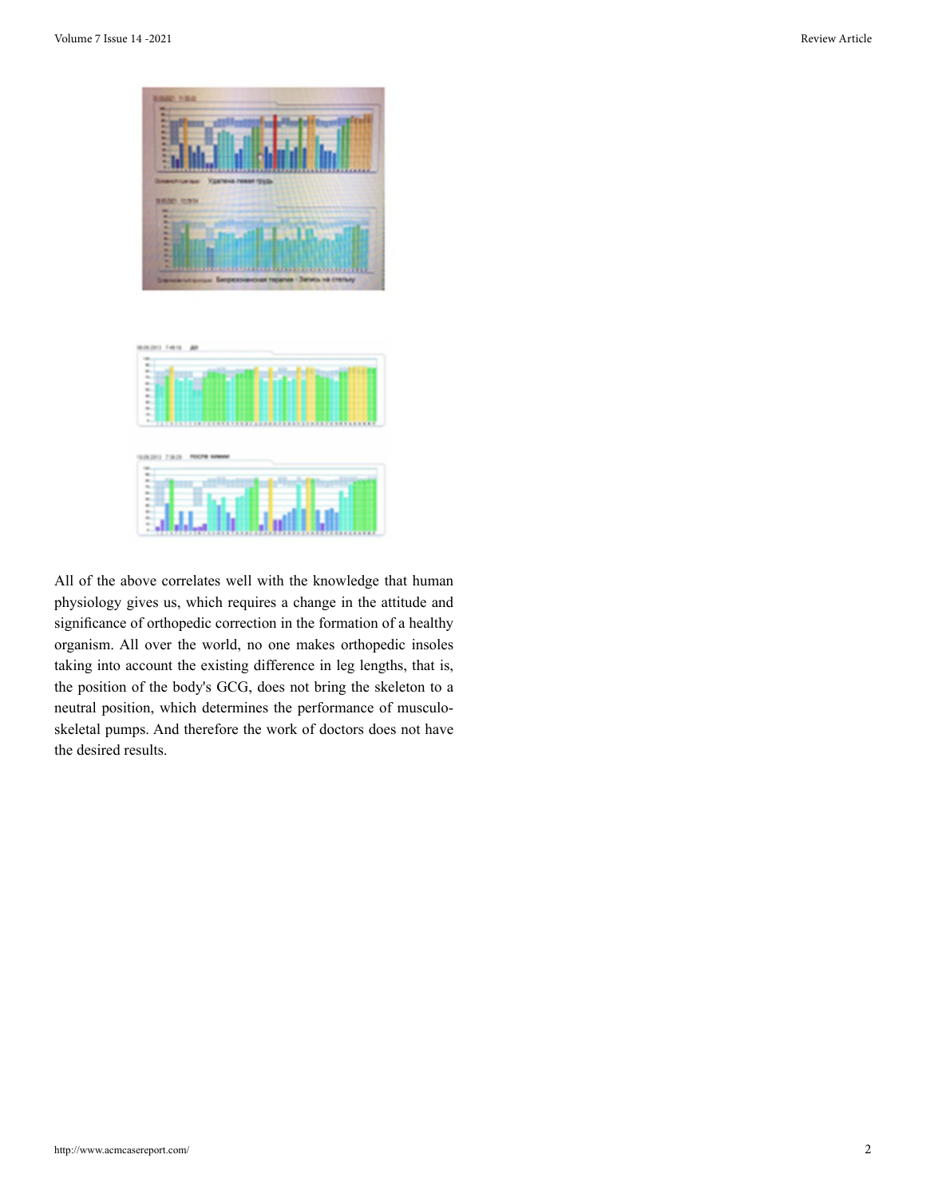All of the above correlates well with the knowledge that human physiology gives us, which requires a change in the attitude and significance of orthopedic correction in the formation of a healthy organism. All over the world, no one makes orthopedic insoles taking into account the existing difference in leg lengths, that is, the position of the body's GCG, does not bring the skeleton to a neutral position, which determines the performance of musculo-skeletal pumps. And therefore the work of doctors does not have the desired results.